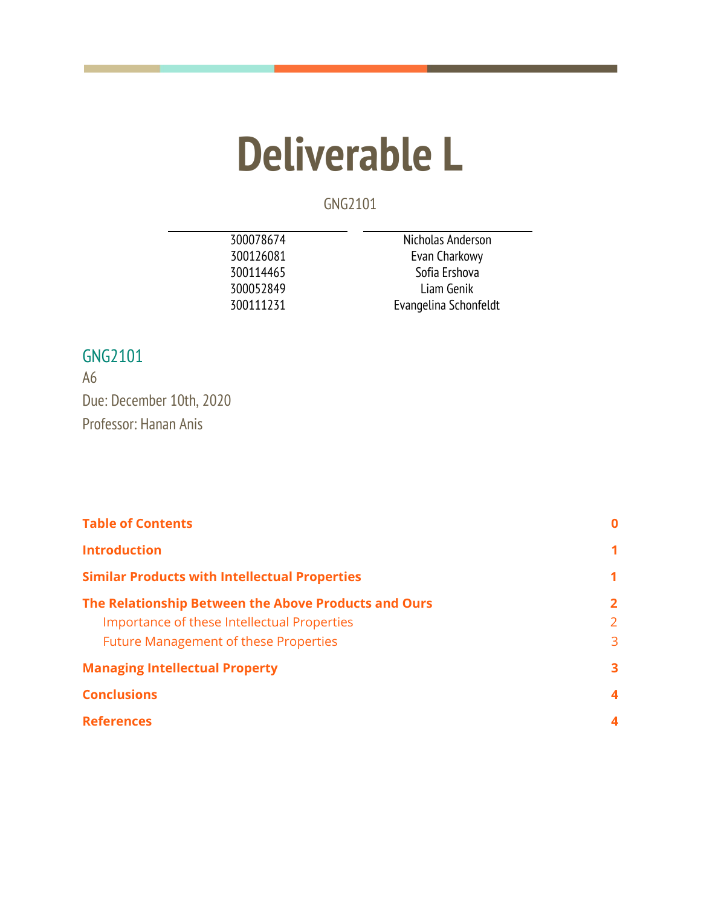# Deliverable L

GNG2101

| | |
|---|---|
| 300078674 | Nicholas Anderson |
| 300126081 | Evan Charkowy |
| 300114465 | Sofia Ershova |
| 300052849 | Liam Genik |
| 300111231 | Evangelina Schonfeldt |

## GNG2101

A6

Due: December 10th, 2020

Professor: Hanan Anis

| | |
|---|---|
| **Table of Contents** | **0** |
| **Introduction** | **1** |
| **Similar Products with Intellectual Properties** | **1** |
| **The Relationship Between the Above Products and Ours** | **2** |
| Importance of these Intellectual Properties | 2 |
| Future Management of these Properties | 3 |
| **Managing Intellectual Property** | **3** |
| **Conclusions** | **4** |
| **References** | **4** |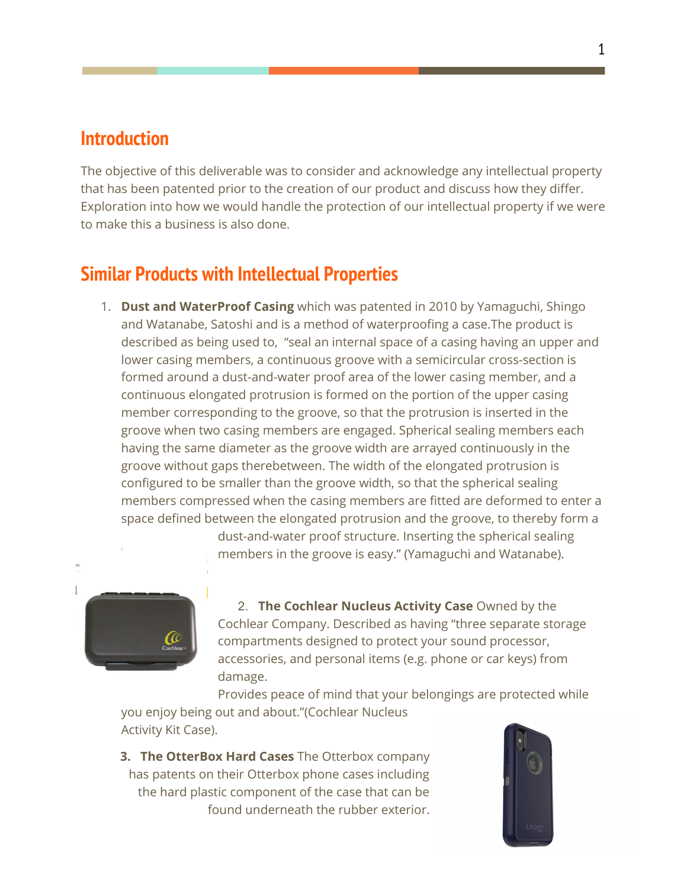## Introduction

The objective of this deliverable was to consider and acknowledge any intellectual property that has been patented prior to the creation of our product and discuss how they differ. Exploration into how we would handle the protection of our intellectual property if we were to make this a business is also done.

## Similar Products with Intellectual Properties

1. **Dust and WaterProof Casing** which was patented in 2010 by Yamaguchi, Shingo and Watanabe, Satoshi and is a method of waterproofing a case.The product is described as being used to, "seal an internal space of a casing having an upper and lower casing members, a continuous groove with a semicircular cross-section is formed around a dust-and-water proof area of the lower casing member, and a continuous elongated protrusion is formed on the portion of the upper casing member corresponding to the groove, so that the protrusion is inserted in the groove when two casing members are engaged. Spherical sealing members each having the same diameter as the groove width are arrayed continuously in the groove without gaps therebetween. The width of the elongated protrusion is configured to be smaller than the groove width, so that the spherical sealing members compressed when the casing members are fitted are deformed to enter a space defined between the elongated protrusion and the groove, to thereby form a dust-and-water proof structure. Inserting the spherical sealing members in the groove is easy." (Yamaguchi and Watanabe).

2. **The Cochlear Nucleus Activity Case** Owned by the Cochlear Company. Described as having "three separate storage compartments designed to protect your sound processor, accessories, and personal items (e.g. phone or car keys) from damage. Provides peace of mind that your belongings are protected while you enjoy being out and about."(Cochlear Nucleus Activity Kit Case).

3. **The OtterBox Hard Cases** The Otterbox company has patents on their Otterbox phone cases including the hard plastic component of the case that can be found underneath the rubber exterior.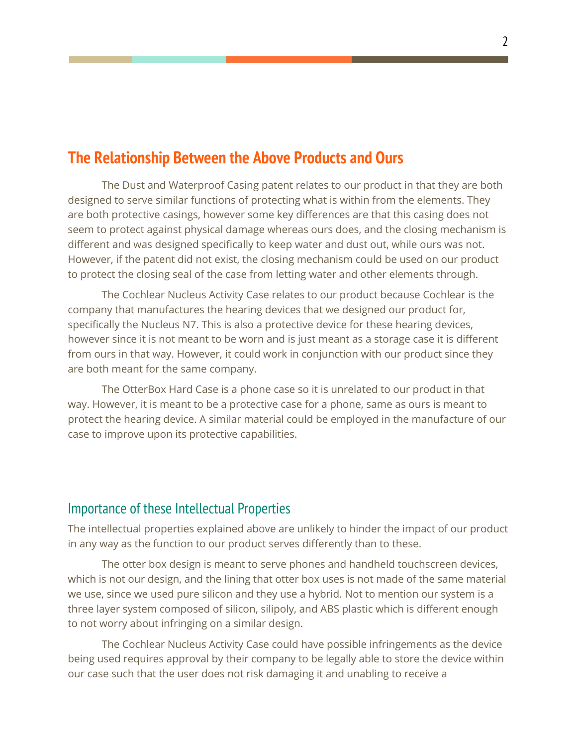## The Relationship Between the Above Products and Ours

The Dust and Waterproof Casing patent relates to our product in that they are both designed to serve similar functions of protecting what is within from the elements. They are both protective casings, however some key differences are that this casing does not seem to protect against physical damage whereas ours does, and the closing mechanism is different and was designed specifically to keep water and dust out, while ours was not. However, if the patent did not exist, the closing mechanism could be used on our product to protect the closing seal of the case from letting water and other elements through.

The Cochlear Nucleus Activity Case relates to our product because Cochlear is the company that manufactures the hearing devices that we designed our product for, specifically the Nucleus N7. This is also a protective device for these hearing devices, however since it is not meant to be worn and is just meant as a storage case it is different from ours in that way. However, it could work in conjunction with our product since they are both meant for the same company.

The OtterBox Hard Case is a phone case so it is unrelated to our product in that way. However, it is meant to be a protective case for a phone, same as ours is meant to protect the hearing device. A similar material could be employed in the manufacture of our case to improve upon its protective capabilities.

### Importance of these Intellectual Properties

The intellectual properties explained above are unlikely to hinder the impact of our product in any way as the function to our product serves differently than to these.

The otter box design is meant to serve phones and handheld touchscreen devices, which is not our design, and the lining that otter box uses is not made of the same material we use, since we used pure silicon and they use a hybrid. Not to mention our system is a three layer system composed of silicon, silipoly, and ABS plastic which is different enough to not worry about infringing on a similar design.

The Cochlear Nucleus Activity Case could have possible infringements as the device being used requires approval by their company to be legally able to store the device within our case such that the user does not risk damaging it and unabling to receive a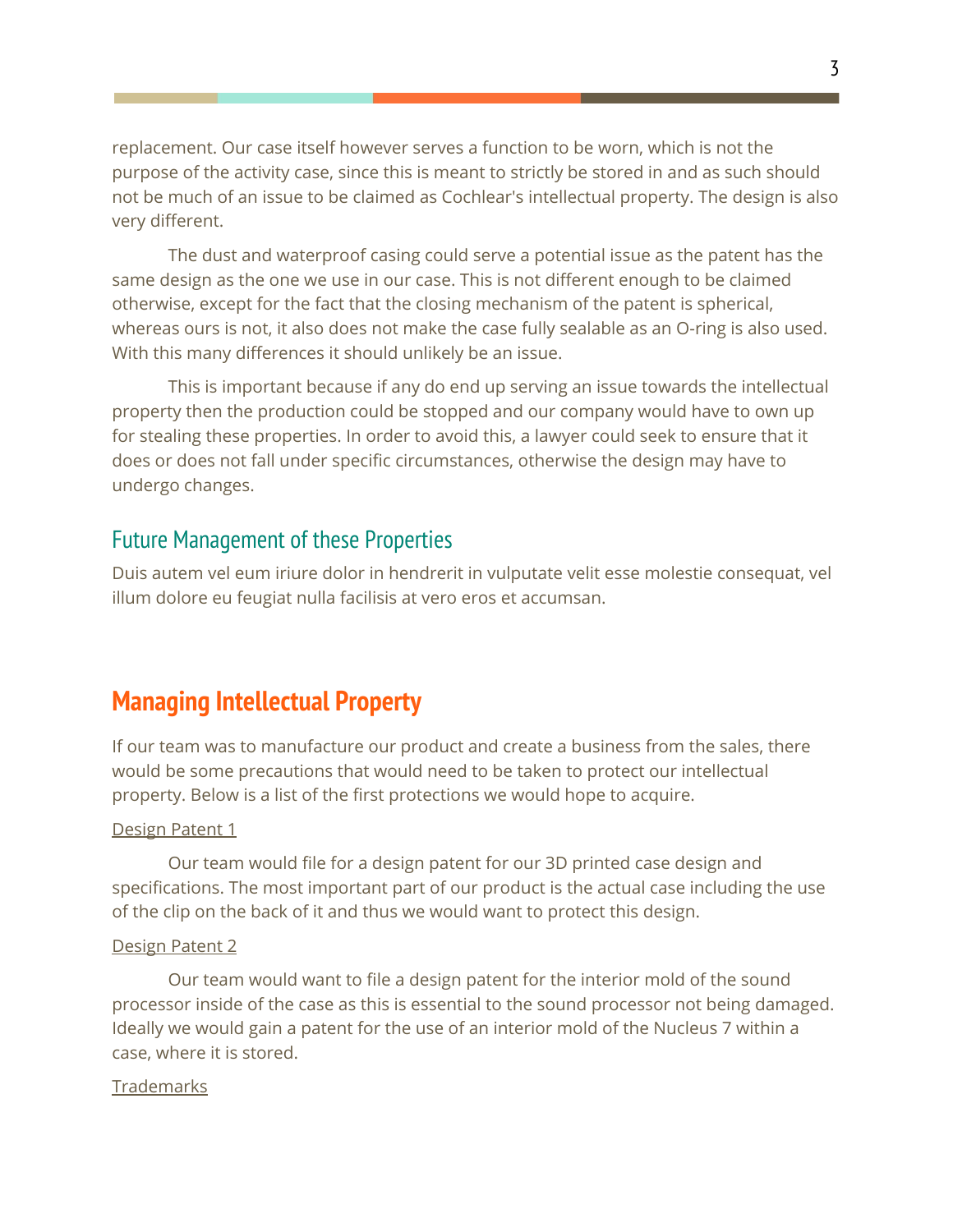replacement. Our case itself however serves a function to be worn, which is not the purpose of the activity case, since this is meant to strictly be stored in and as such should not be much of an issue to be claimed as Cochlear's intellectual property. The design is also very different.

The dust and waterproof casing could serve a potential issue as the patent has the same design as the one we use in our case. This is not different enough to be claimed otherwise, except for the fact that the closing mechanism of the patent is spherical, whereas ours is not, it also does not make the case fully sealable as an O-ring is also used. With this many differences it should unlikely be an issue.

This is important because if any do end up serving an issue towards the intellectual property then the production could be stopped and our company would have to own up for stealing these properties. In order to avoid this, a lawyer could seek to ensure that it does or does not fall under specific circumstances, otherwise the design may have to undergo changes.

### Future Management of these Properties

Duis autem vel eum iriure dolor in hendrerit in vulputate velit esse molestie consequat, vel illum dolore eu feugiat nulla facilisis at vero eros et accumsan.

## Managing Intellectual Property

If our team was to manufacture our product and create a business from the sales, there would be some precautions that would need to be taken to protect our intellectual property. Below is a list of the first protections we would hope to acquire.

Design Patent 1

Our team would file for a design patent for our 3D printed case design and specifications. The most important part of our product is the actual case including the use of the clip on the back of it and thus we would want to protect this design.

Design Patent 2

Our team would want to file a design patent for the interior mold of the sound processor inside of the case as this is essential to the sound processor not being damaged. Ideally we would gain a patent for the use of an interior mold of the Nucleus 7 within a case, where it is stored.

Trademarks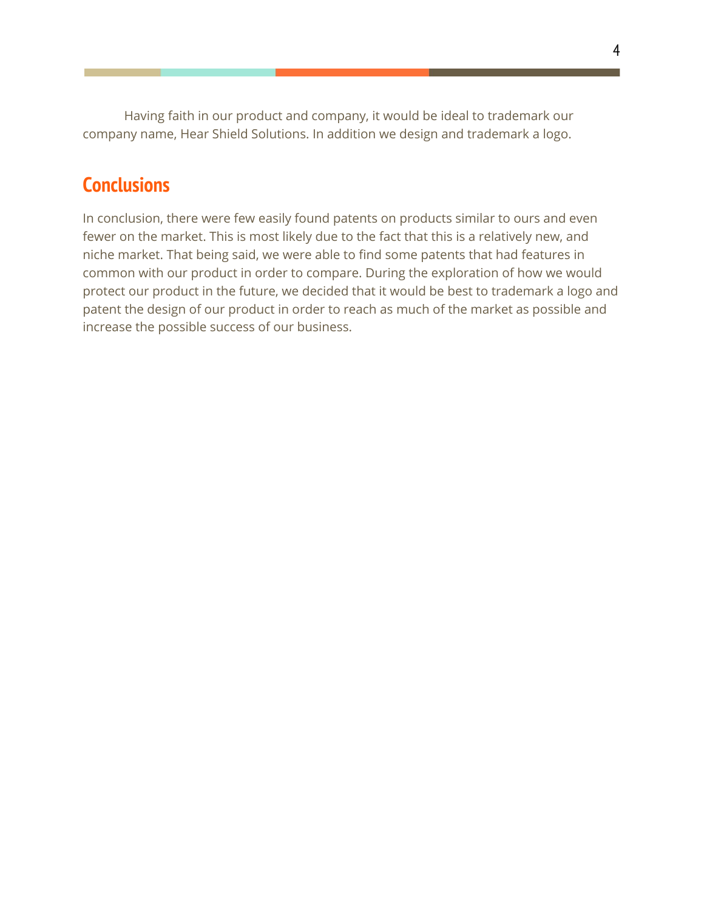Having faith in our product and company, it would be ideal to trademark our company name, Hear Shield Solutions. In addition we design and trademark a logo.

## Conclusions

In conclusion, there were few easily found patents on products similar to ours and even fewer on the market. This is most likely due to the fact that this is a relatively new, and niche market. That being said, we were able to find some patents that had features in common with our product in order to compare. During the exploration of how we would protect our product in the future, we decided that it would be best to trademark a logo and patent the design of our product in order to reach as much of the market as possible and increase the possible success of our business.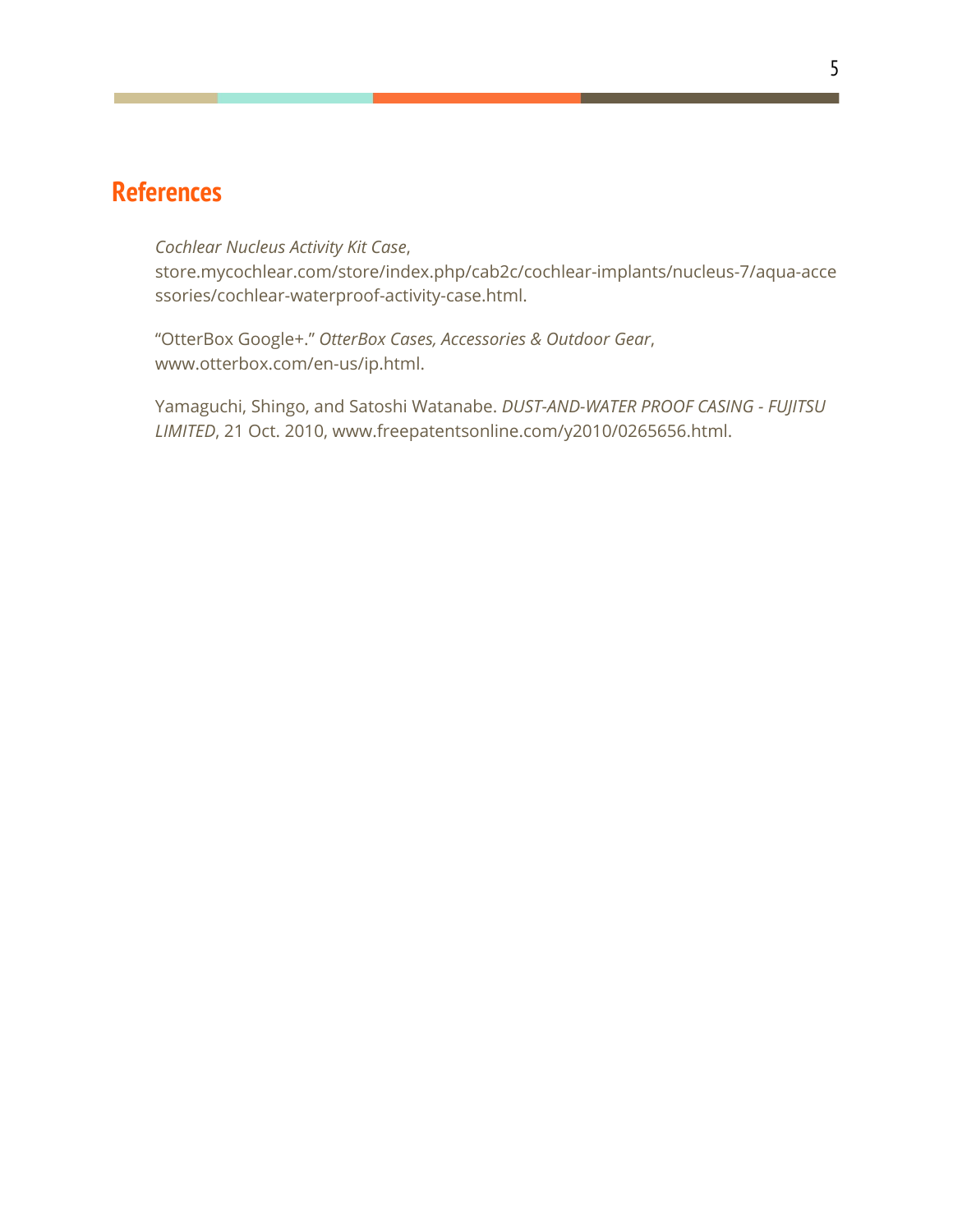# References

*Cochlear Nucleus Activity Kit Case*, store.mycochlear.com/store/index.php/cab2c/cochlear-implants/nucleus-7/aqua-accessories/cochlear-waterproof-activity-case.html.

"OtterBox Google+." *OtterBox Cases, Accessories & Outdoor Gear*, www.otterbox.com/en-us/ip.html.

Yamaguchi, Shingo, and Satoshi Watanabe. *DUST-AND-WATER PROOF CASING - FUJITSU LIMITED*, 21 Oct. 2010, www.freepatentsonline.com/y2010/0265656.html.